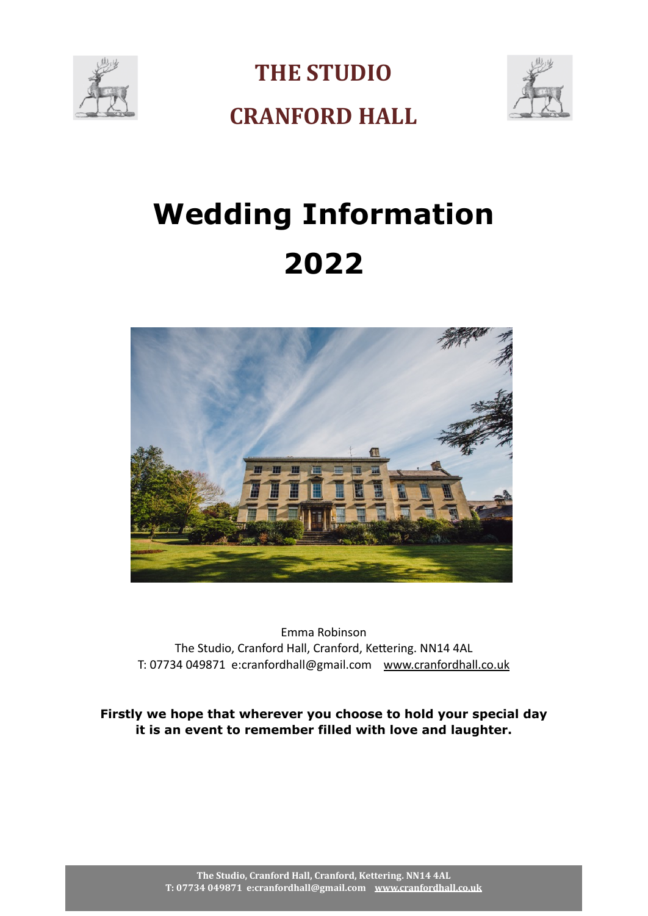# THE STUDIO

# CRANFORD HALL

# Wedding Information 2022

Emma Robinson
The Studio, Cranford Hall, Cranford, Kettering. NN14 4AL
T: 07734 049871 e:cranfordhall@gmail.com www.cranfordhall.co.uk

**Firstly we hope that wherever you choose to hold your special day it is an event to remember filled with love and laughter.**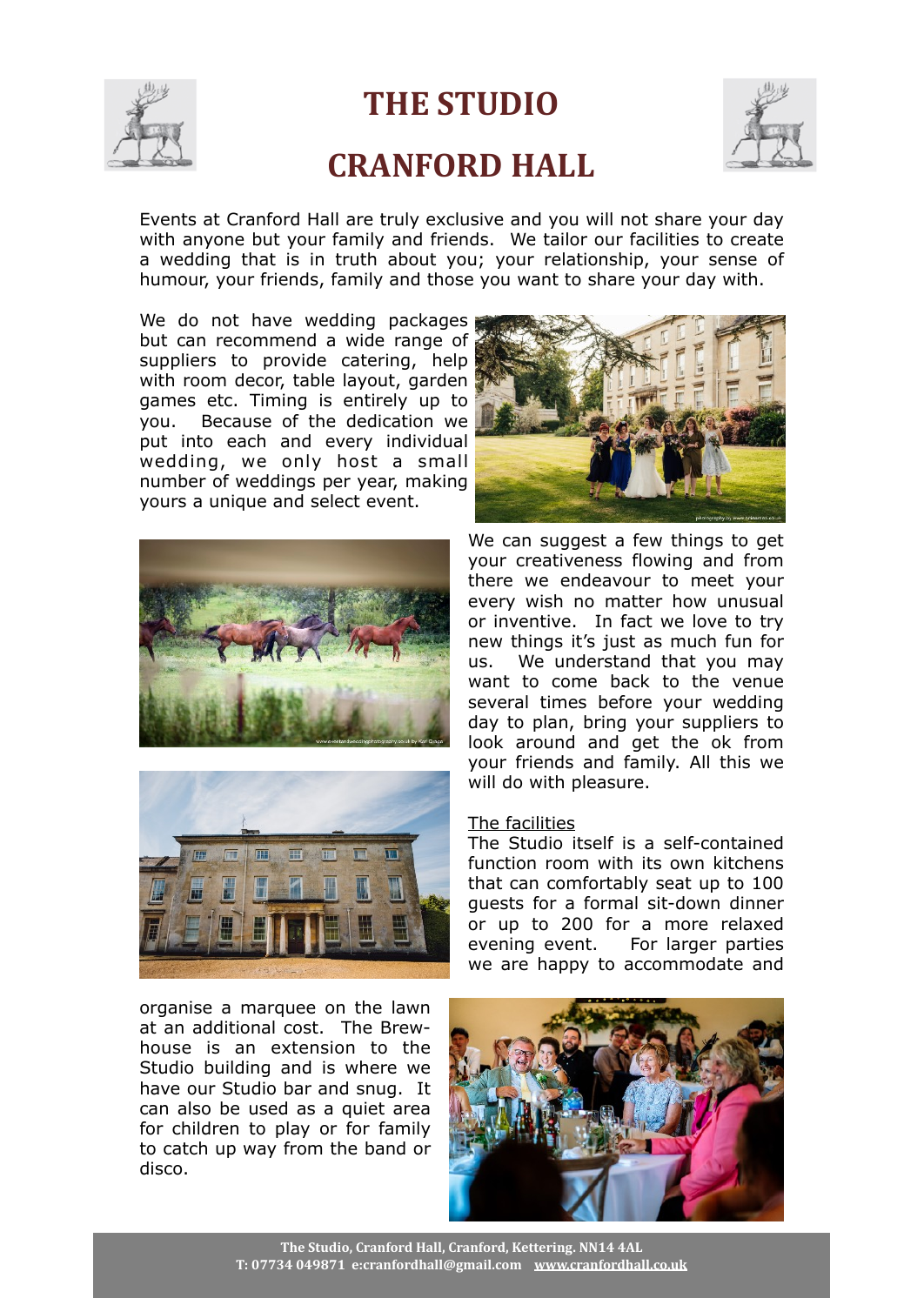# THE STUDIO

# CRANFORD HALL

Events at Cranford Hall are truly exclusive and you will not share your day with anyone but your family and friends. We tailor our facilities to create a wedding that is in truth about you; your relationship, your sense of humour, your friends, family and those you want to share your day with.

We do not have wedding packages but can recommend a wide range of suppliers to provide catering, help with room decor, table layout, garden games etc. Timing is entirely up to you. Because of the dedication we put into each and every individual wedding, we only host a small number of weddings per year, making yours a unique and select event.

We can suggest a few things to get your creativeness flowing and from there we endeavour to meet your every wish no matter how unusual or inventive. In fact we love to try new things it's just as much fun for us. We understand that you may want to come back to the venue several times before your wedding day to plan, bring your suppliers to look around and get the ok from your friends and family. All this we will do with pleasure.

The facilities

The Studio itself is a self-contained function room with its own kitchens that can comfortably seat up to 100 guests for a formal sit-down dinner or up to 200 for a more relaxed evening event. For larger parties we are happy to accommodate and organise a marquee on the lawn at an additional cost. The Brew-house is an extension to the Studio building and is where we have our Studio bar and snug. It can also be used as a quiet area for children to play or for family to catch up way from the band or disco.

**The Studio, Cranford Hall, Cranford, Kettering. NN14 4AL**
**T: 07734 049871 e:cranfordhall@gmail.com www.cranfordhall.co.uk**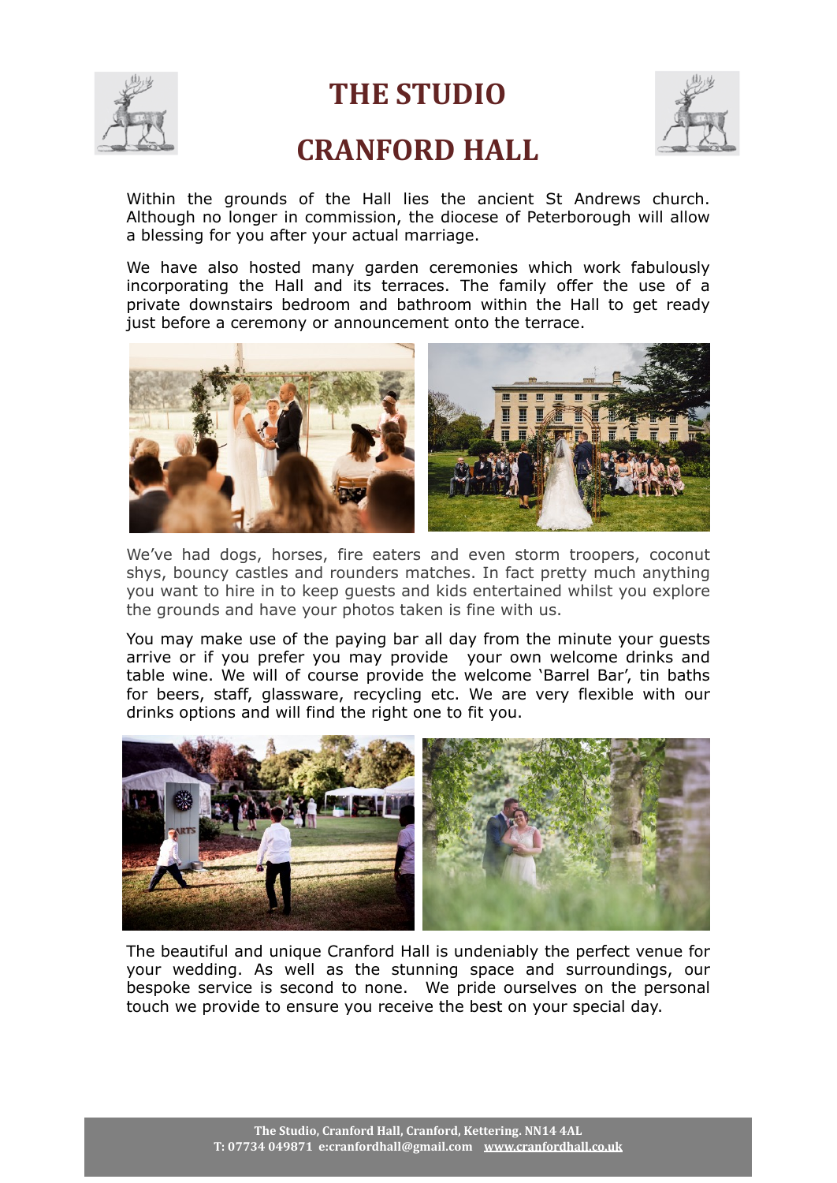# THE STUDIO

# CRANFORD HALL

Within the grounds of the Hall lies the ancient St Andrews church. Although no longer in commission, the diocese of Peterborough will allow a blessing for you after your actual marriage.

We have also hosted many garden ceremonies which work fabulously incorporating the Hall and its terraces. The family offer the use of a private downstairs bedroom and bathroom within the Hall to get ready just before a ceremony or announcement onto the terrace.

We've had dogs, horses, fire eaters and even storm troopers, coconut shys, bouncy castles and rounders matches. In fact pretty much anything you want to hire in to keep guests and kids entertained whilst you explore the grounds and have your photos taken is fine with us.

You may make use of the paying bar all day from the minute your guests arrive or if you prefer you may provide your own welcome drinks and table wine. We will of course provide the welcome 'Barrel Bar', tin baths for beers, staff, glassware, recycling etc. We are very flexible with our drinks options and will find the right one to fit you.

The beautiful and unique Cranford Hall is undeniably the perfect venue for your wedding. As well as the stunning space and surroundings, our bespoke service is second to none. We pride ourselves on the personal touch we provide to ensure you receive the best on your special day.

**The Studio, Cranford Hall, Cranford, Kettering. NN14 4AL**
**T: 07734 049871 e:cranfordhall@gmail.com www.cranfordhall.co.uk**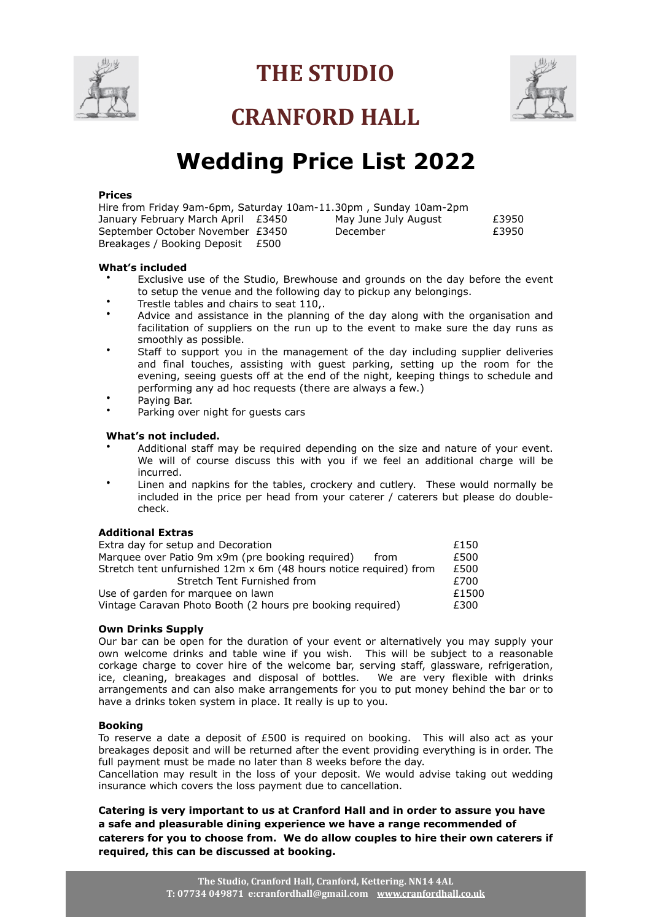# THE STUDIO

# CRANFORD HALL

# Wedding Price List 2022

**Prices**

Hire from Friday 9am-6pm, Saturday 10am-11.30pm , Sunday 10am-2pm

| | | | |
|---|---|---|---|
| January February March April | £3450 | May June July August | £3950 |
| September October November | £3450 | December | £3950 |
| Breakages / Booking Deposit | £500 | | |

**What's included**

- Exclusive use of the Studio, Brewhouse and grounds on the day before the event to setup the venue and the following day to pickup any belongings.
- Trestle tables and chairs to seat 110,.
- Advice and assistance in the planning of the day along with the organisation and facilitation of suppliers on the run up to the event to make sure the day runs as smoothly as possible.
- Staff to support you in the management of the day including supplier deliveries and final touches, assisting with guest parking, setting up the room for the evening, seeing guests off at the end of the night, keeping things to schedule and performing any ad hoc requests (there are always a few.)
- Paying Bar.
- Parking over night for guests cars

**What's not included.**

- Additional staff may be required depending on the size and nature of your event. We will of course discuss this with you if we feel an additional charge will be incurred.
- Linen and napkins for the tables, crockery and cutlery. These would normally be included in the price per head from your caterer / caterers but please do double-check.

**Additional Extras**

| | |
|---|---|
| Extra day for setup and Decoration | £150 |
| Marquee over Patio 9m x9m (pre booking required) from | £500 |
| Stretch tent unfurnished 12m x 6m (48 hours notice required) from | £500 |
| Stretch Tent Furnished from | £700 |
| Use of garden for marquee on lawn | £1500 |
| Vintage Caravan Photo Booth (2 hours pre booking required) | £300 |

**Own Drinks Supply**

Our bar can be open for the duration of your event or alternatively you may supply your own welcome drinks and table wine if you wish. This will be subject to a reasonable corkage charge to cover hire of the welcome bar, serving staff, glassware, refrigeration, ice, cleaning, breakages and disposal of bottles. We are very flexible with drinks arrangements and can also make arrangements for you to put money behind the bar or to have a drinks token system in place. It really is up to you.

**Booking**

To reserve a date a deposit of £500 is required on booking. This will also act as your breakages deposit and will be returned after the event providing everything is in order. The full payment must be made no later than 8 weeks before the day.

Cancellation may result in the loss of your deposit. We would advise taking out wedding insurance which covers the loss payment due to cancellation.

**Catering is very important to us at Cranford Hall and in order to assure you have a safe and pleasurable dining experience we have a range recommended of caterers for you to choose from. We do allow couples to hire their own caterers if required, this can be discussed at booking.**

The Studio, Cranford Hall, Cranford, Kettering. NN14 4AL
T: 07734 049871 e:cranfordhall@gmail.com www.cranfordhall.co.uk